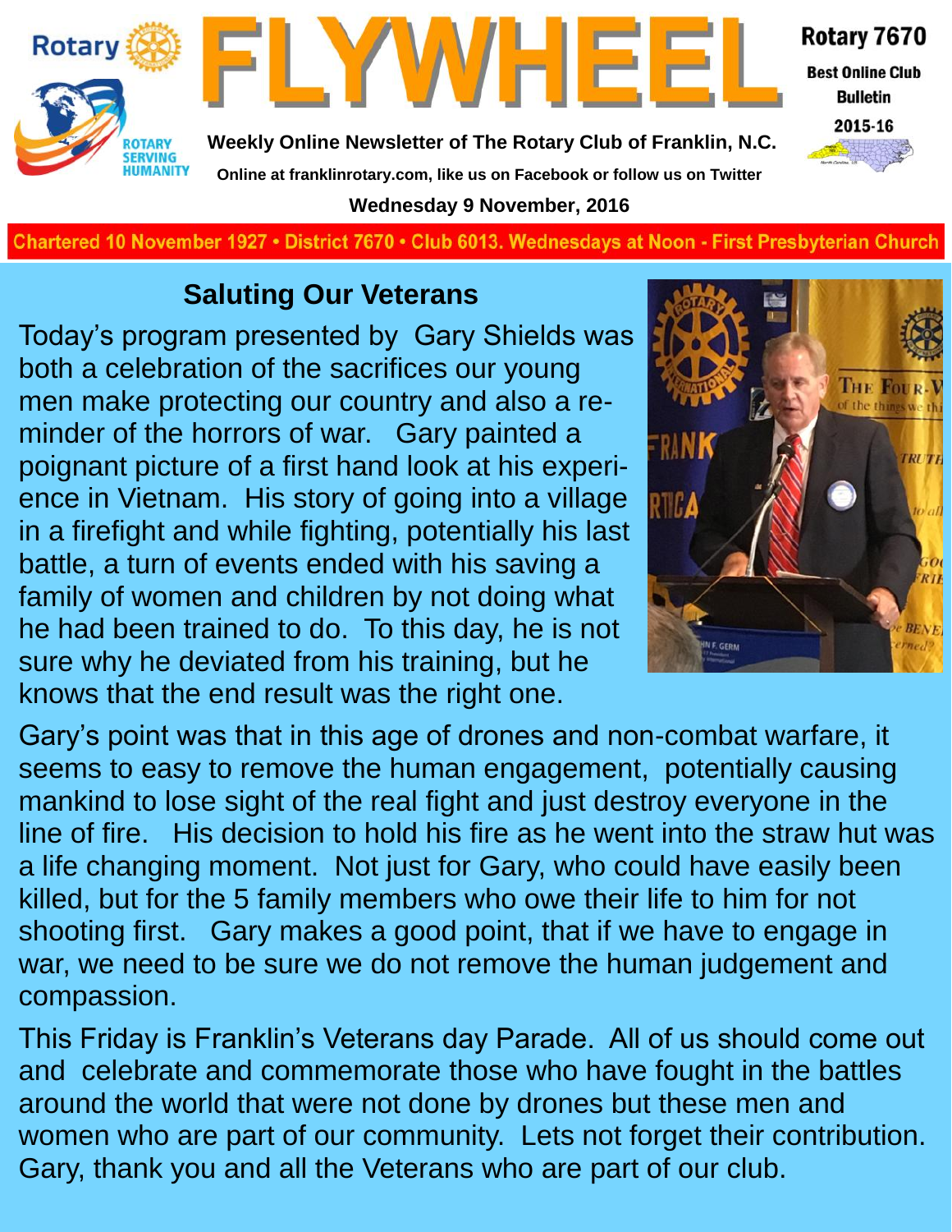# FLYWHEEL

**Weekly Online Newsletter of The Rotary Club of Franklin, N.C.**

Online at franklinrotary.com, like us on Facebook or follow us on Twitter

**Wednesday 9 November, 2016**

**Rotary 7670**

**Best Online Club Bulletin 2015-16**

Chartered 10 November 1927 • District 7670 • Club 6013. Wednesdays at Noon - First Presbyterian Church

## Saluting Our Veterans

Today's program presented by Gary Shields was both a celebration of the sacrifices our young men make protecting our country and also a reminder of the horrors of war. Gary painted a poignant picture of a first hand look at his experience in Vietnam. His story of going into a village in a firefight and while fighting, potentially his last battle, a turn of events ended with his saving a family of women and children by not doing what he had been trained to do. To this day, he is not sure why he deviated from his training, but he knows that the end result was the right one.

Gary's point was that in this age of drones and non-combat warfare, it seems to easy to remove the human engagement, potentially causing mankind to lose sight of the real fight and just destroy everyone in the line of fire. His decision to hold his fire as he went into the straw hut was a life changing moment. Not just for Gary, who could have easily been killed, but for the 5 family members who owe their life to him for not shooting first. Gary makes a good point, that if we have to engage in war, we need to be sure we do not remove the human judgement and compassion.

This Friday is Franklin's Veterans day Parade. All of us should come out and celebrate and commemorate those who have fought in the battles around the world that were not done by drones but these men and women who are part of our community. Lets not forget their contribution. Gary, thank you and all the Veterans who are part of our club.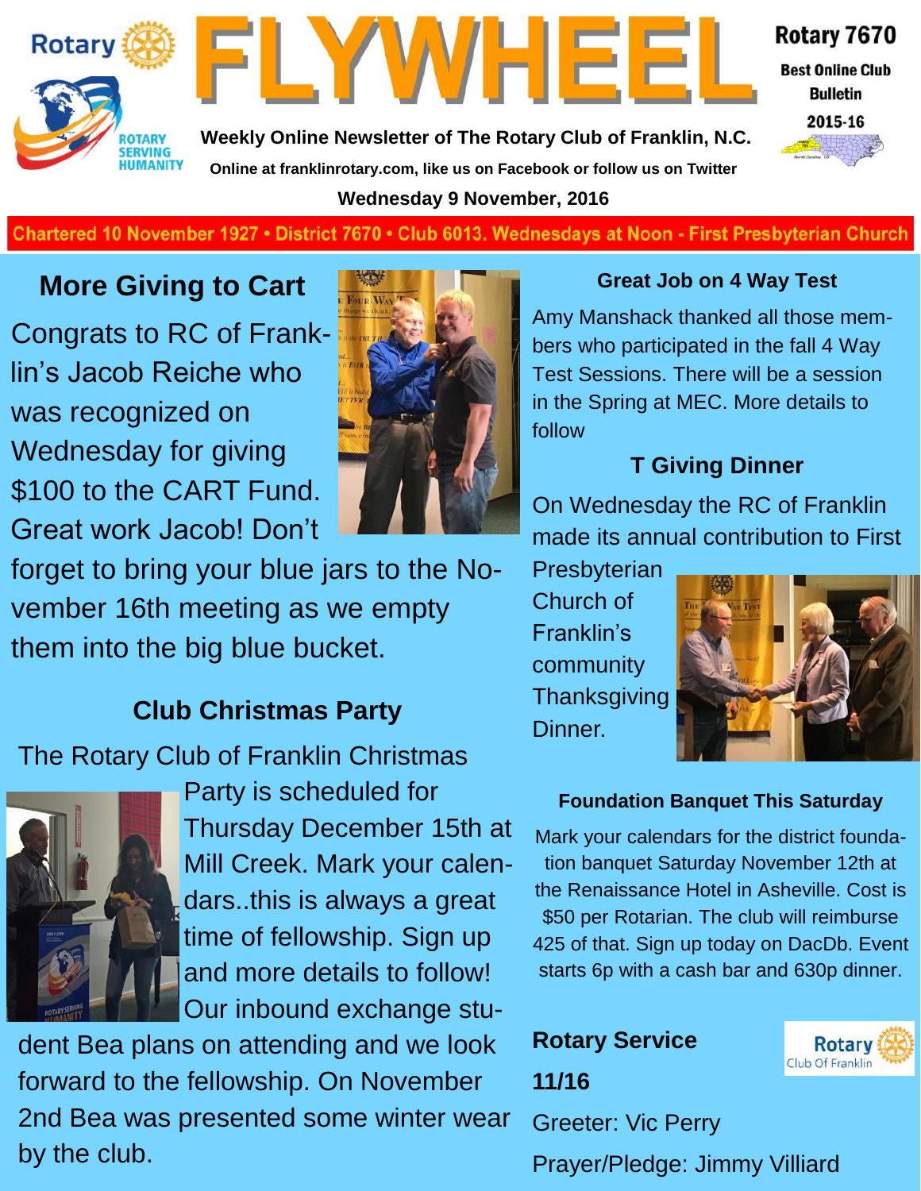# FLYWHEEL

**Rotary 7670**
**Best Online Club Bulletin**
**2015-16**

**Weekly Online Newsletter of The Rotary Club of Franklin, N.C.**

**Online at franklinrotary.com, like us on Facebook or follow us on Twitter**

**Wednesday 9 November, 2016**

**Chartered 10 November 1927 • District 7670 • Club 6013. Wednesdays at Noon - First Presbyterian Church**

## More Giving to Cart

Congrats to RC of Franklin's Jacob Reiche who was recognized on Wednesday for giving $100 to the CART Fund. Great work Jacob! Don't forget to bring your blue jars to the November 16th meeting as we empty them into the big blue bucket.

## Club Christmas Party

The Rotary Club of Franklin Christmas Party is scheduled for Thursday December 15th at Mill Creek. Mark your calendars..this is always a great time of fellowship. Sign up and more details to follow! Our inbound exchange student Bea plans on attending and we look forward to the fellowship. On November 2nd Bea was presented some winter wear by the club.

### Great Job on 4 Way Test

Amy Manshack thanked all those members who participated in the fall 4 Way Test Sessions. There will be a session in the Spring at MEC. More details to follow

## T Giving Dinner

On Wednesday the RC of Franklin made its annual contribution to First Presbyterian Church of Franklin's community Thanksgiving Dinner.

### Foundation Banquet This Saturday

Mark your calendars for the district foundation banquet Saturday November 12th at the Renaissance Hotel in Asheville. Cost is $50 per Rotarian. The club will reimburse 425 of that. Sign up today on DacDb. Event starts 6p with a cash bar and 630p dinner.

**Rotary Service**

**11/16**

Greeter: Vic Perry

Prayer/Pledge: Jimmy Villiard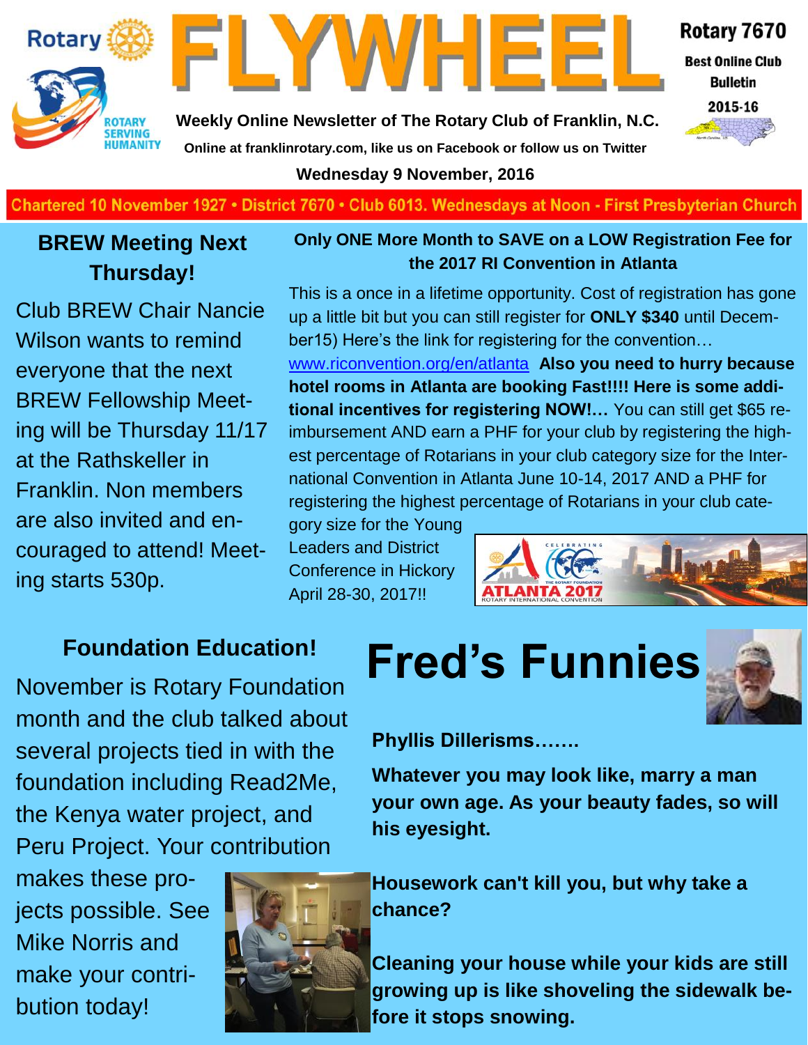# FLYWHEEL

**Rotary 7670**
**Best Online Club Bulletin**
**2015-16**

**Weekly Online Newsletter of The Rotary Club of Franklin, N.C.**

**Online at franklinrotary.com, like us on Facebook or follow us on Twitter**

**Wednesday 9 November, 2016**

Chartered 10 November 1927 • District 7670 • Club 6013. Wednesdays at Noon - First Presbyterian Church

## BREW Meeting Next Thursday!

Club BREW Chair Nancie Wilson wants to remind everyone that the next BREW Fellowship Meeting will be Thursday 11/17 at the Rathskeller in Franklin. Non members are also invited and encouraged to attend! Meeting starts 530p.

## Only ONE More Month to SAVE on a LOW Registration Fee for the 2017 RI Convention in Atlanta

This is a once in a lifetime opportunity. Cost of registration has gone up a little bit but you can still register for **ONLY $340** until December15) Here's the link for registering for the convention… www.riconvention.org/en/atlanta **Also you need to hurry because hotel rooms in Atlanta are booking Fast!!!! Here is some additional incentives for registering NOW!…** You can still get $65 reimbursement AND earn a PHF for your club by registering the highest percentage of Rotarians in your club category size for the International Convention in Atlanta June 10-14, 2017 AND a PHF for registering the highest percentage of Rotarians in your club category size for the Young Leaders and District Conference in Hickory April 28-30, 2017!!

## Foundation Education!

November is Rotary Foundation month and the club talked about several projects tied in with the foundation including Read2Me, the Kenya water project, and Peru Project. Your contribution makes these projects possible. See Mike Norris and make your contribution today!

# Fred's Funnies

**Phyllis Dillerisms…….**

**Whatever you may look like, marry a man your own age. As your beauty fades, so will his eyesight.**

**Housework can't kill you, but why take a chance?**

**Cleaning your house while your kids are still growing up is like shoveling the sidewalk before it stops snowing.**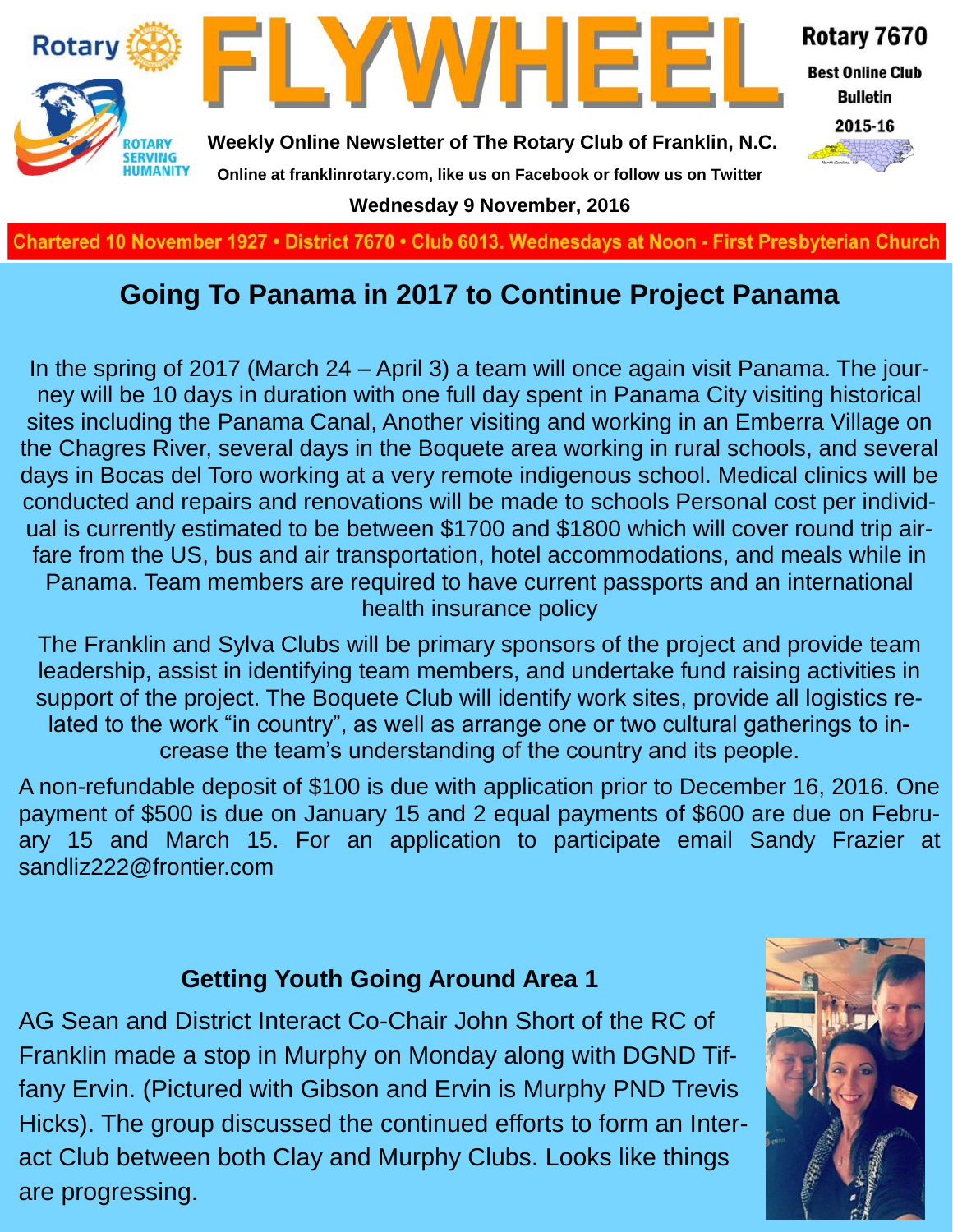# FLYWHEEL

**Weekly Online Newsletter of The Rotary Club of Franklin, N.C.**

**Online at franklinrotary.com, like us on Facebook or follow us on Twitter**

**Wednesday 9 November, 2016**

**Rotary 7670**
**Best Online Club Bulletin**
**2015-16**

**Chartered 10 November 1927 • District 7670 • Club 6013. Wednesdays at Noon - First Presbyterian Church**

## Going To Panama in 2017 to Continue Project Panama

In the spring of 2017 (March 24 – April 3) a team will once again visit Panama. The journey will be 10 days in duration with one full day spent in Panama City visiting historical sites including the Panama Canal, Another visiting and working in an Emberra Village on the Chagres River, several days in the Boquete area working in rural schools, and several days in Bocas del Toro working at a very remote indigenous school. Medical clinics will be conducted and repairs and renovations will be made to schools Personal cost per individual is currently estimated to be between $1700 and $1800 which will cover round trip airfare from the US, bus and air transportation, hotel accommodations, and meals while in Panama. Team members are required to have current passports and an international health insurance policy

The Franklin and Sylva Clubs will be primary sponsors of the project and provide team leadership, assist in identifying team members, and undertake fund raising activities in support of the project. The Boquete Club will identify work sites, provide all logistics related to the work "in country", as well as arrange one or two cultural gatherings to increase the team's understanding of the country and its people.

A non-refundable deposit of $100 is due with application prior to December 16, 2016. One payment of $500 is due on January 15 and 2 equal payments of $600 are due on February 15 and March 15. For an application to participate email Sandy Frazier at sandliz222@frontier.com

## Getting Youth Going Around Area 1

AG Sean and District Interact Co-Chair John Short of the RC of Franklin made a stop in Murphy on Monday along with DGND Tiffany Ervin. (Pictured with Gibson and Ervin is Murphy PND Trevis Hicks). The group discussed the continued efforts to form an Interact Club between both Clay and Murphy Clubs. Looks like things are progressing.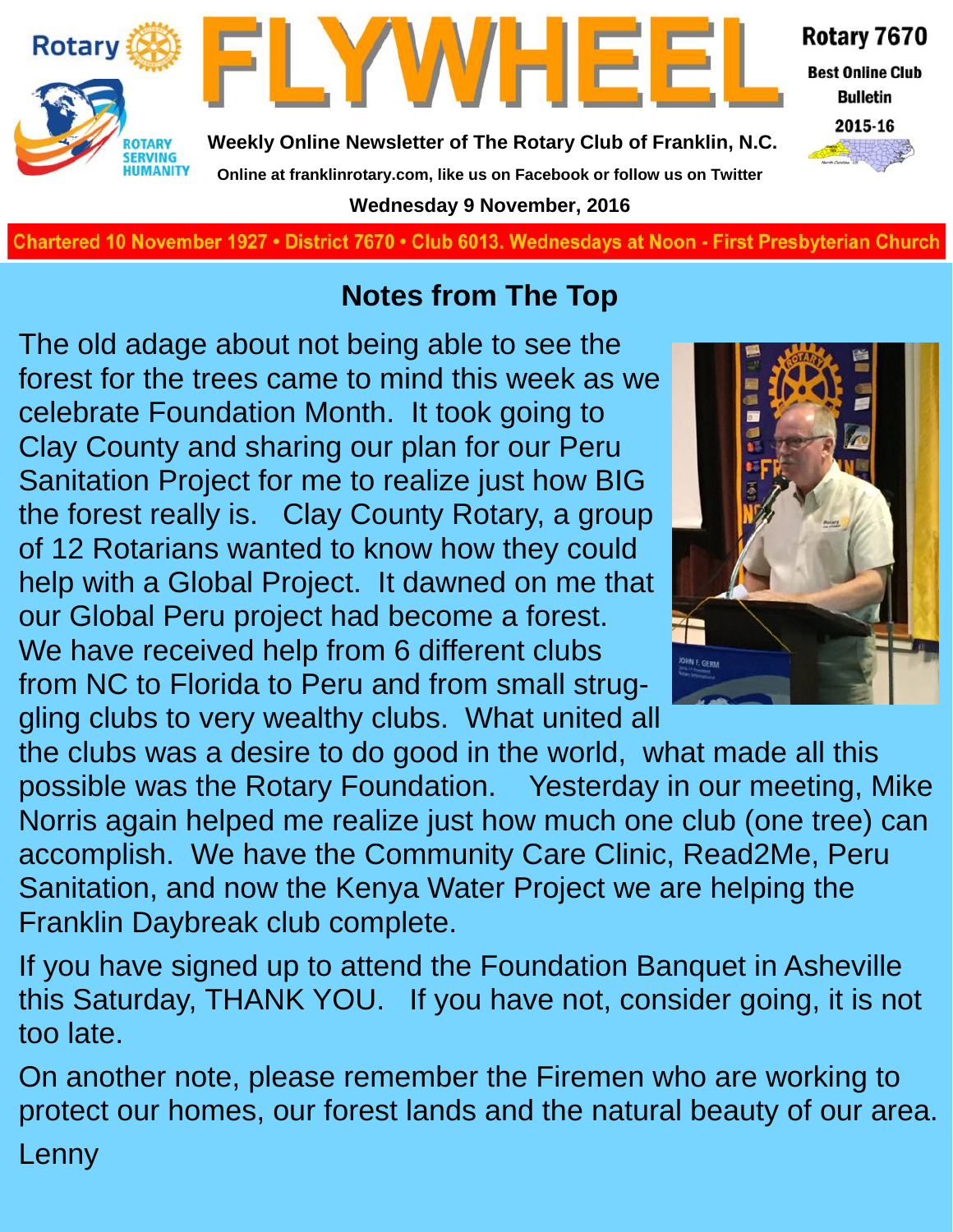# FLYWHEEL

**Rotary 7670**
**Best Online Club Bulletin**
**2015-16**

**Weekly Online Newsletter of The Rotary Club of Franklin, N.C.**

**Online at franklinrotary.com, like us on Facebook or follow us on Twitter**

**Wednesday 9 November, 2016**

**Chartered 10 November 1927 • District 7670 • Club 6013. Wednesdays at Noon - First Presbyterian Church**

## Notes from The Top

The old adage about not being able to see the forest for the trees came to mind this week as we celebrate Foundation Month. It took going to Clay County and sharing our plan for our Peru Sanitation Project for me to realize just how BIG the forest really is. Clay County Rotary, a group of 12 Rotarians wanted to know how they could help with a Global Project. It dawned on me that our Global Peru project had become a forest. We have received help from 6 different clubs from NC to Florida to Peru and from small struggling clubs to very wealthy clubs. What united all the clubs was a desire to do good in the world, what made all this possible was the Rotary Foundation. Yesterday in our meeting, Mike Norris again helped me realize just how much one club (one tree) can accomplish. We have the Community Care Clinic, Read2Me, Peru Sanitation, and now the Kenya Water Project we are helping the Franklin Daybreak club complete.

If you have signed up to attend the Foundation Banquet in Asheville this Saturday, THANK YOU. If you have not, consider going, it is not too late.

On another note, please remember the Firemen who are working to protect our homes, our forest lands and the natural beauty of our area.

Lenny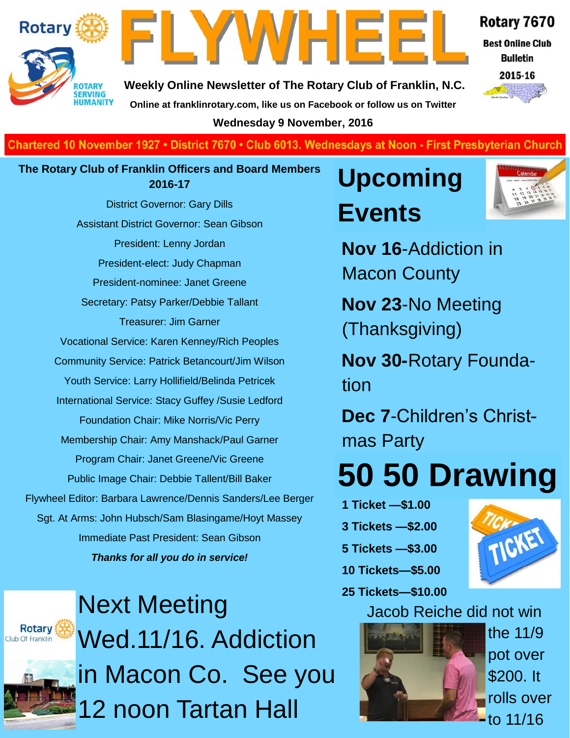Rotary

# FLYWHEEL

ROTARY SERVING HUMANITY

**Weekly Online Newsletter of The Rotary Club of Franklin, N.C.**

**Online at franklinrotary.com, like us on Facebook or follow us on Twitter**

**Wednesday 9 November, 2016**

**Rotary 7670**

**Best Online Club Bulletin**

**2015-16**

Chartered 10 November 1927 • District 7670 • Club 6013. Wednesdays at Noon - First Presbyterian Church

**The Rotary Club of Franklin Officers and Board Members 2016-17**

District Governor: Gary Dills

Assistant District Governor: Sean Gibson

President: Lenny Jordan

President-elect: Judy Chapman

President-nominee: Janet Greene

Secretary: Patsy Parker/Debbie Tallant

Treasurer: Jim Garner

Vocational Service: Karen Kenney/Rich Peoples

Community Service: Patrick Betancourt/Jim Wilson

Youth Service: Larry Hollifield/Belinda Petricek

International Service: Stacy Guffey /Susie Ledford

Foundation Chair: Mike Norris/Vic Perry

Membership Chair: Amy Manshack/Paul Garner

Program Chair: Janet Greene/Vic Greene

Public Image Chair: Debbie Tallent/Bill Baker

Flywheel Editor: Barbara Lawrence/Dennis Sanders/Lee Berger

Sgt. At Arms: John Hubsch/Sam Blasingame/Hoyt Massey

Immediate Past President: Sean Gibson

***Thanks for all you do in service!***

## Next Meeting Wed.11/16. Addiction in Macon Co. See you 12 noon Tartan Hall

## Upcoming Events

**Nov 16**-Addiction in Macon County

**Nov 23**-No Meeting (Thanksgiving)

**Nov 30-**Rotary Foundation

**Dec 7**-Children's Christmas Party

## 50 50 Drawing

**1 Ticket —$1.00**

**3 Tickets —$2.00**

**5 Tickets —$3.00**

**10 Tickets—$5.00**

**25 Tickets—$10.00**

Jacob Reiche did not win the 11/9 pot over $200. It rolls over to 11/16